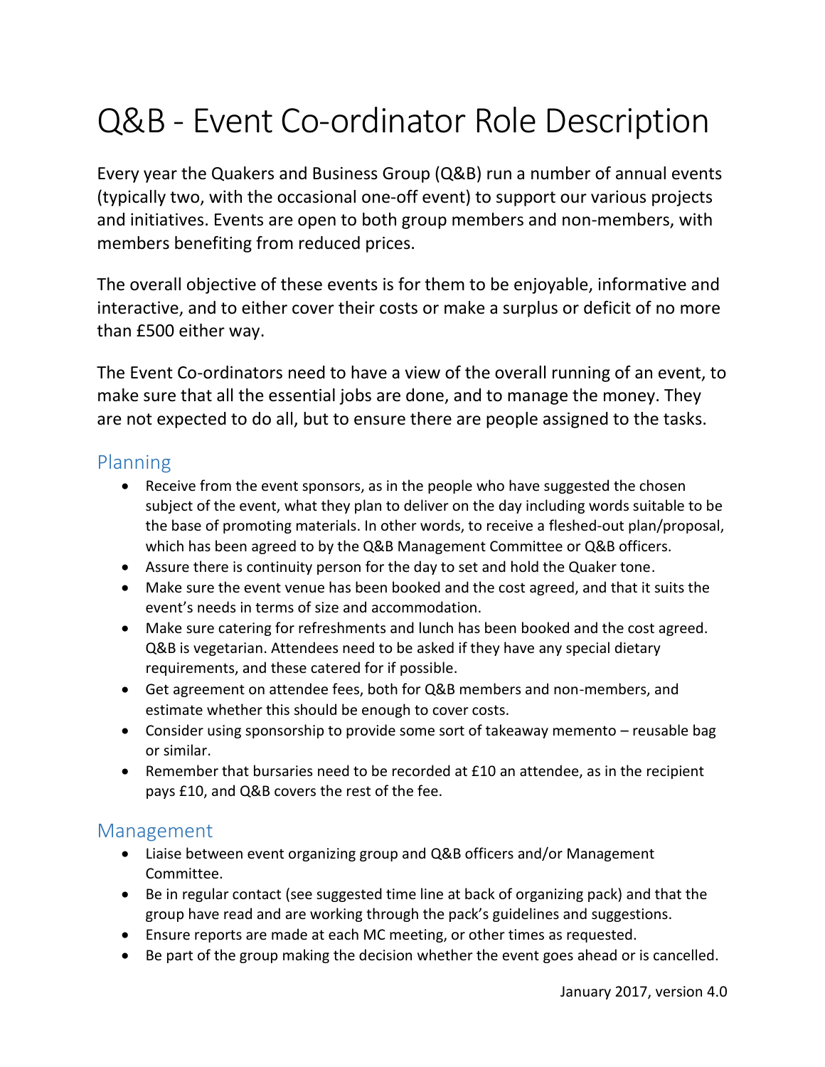# Q&B - Event Co-ordinator Role Description

Every year the Quakers and Business Group (Q&B) run a number of annual events (typically two, with the occasional one-off event) to support our various projects and initiatives. Events are open to both group members and non-members, with members benefiting from reduced prices.

The overall objective of these events is for them to be enjoyable, informative and interactive, and to either cover their costs or make a surplus or deficit of no more than £500 either way.

The Event Co-ordinators need to have a view of the overall running of an event, to make sure that all the essential jobs are done, and to manage the money. They are not expected to do all, but to ensure there are people assigned to the tasks.

## Planning

- Receive from the event sponsors, as in the people who have suggested the chosen subject of the event, what they plan to deliver on the day including words suitable to be the base of promoting materials. In other words, to receive a fleshed-out plan/proposal, which has been agreed to by the Q&B Management Committee or Q&B officers.
- Assure there is continuity person for the day to set and hold the Quaker tone.
- Make sure the event venue has been booked and the cost agreed, and that it suits the event's needs in terms of size and accommodation.
- Make sure catering for refreshments and lunch has been booked and the cost agreed. Q&B is vegetarian. Attendees need to be asked if they have any special dietary requirements, and these catered for if possible.
- Get agreement on attendee fees, both for Q&B members and non-members, and estimate whether this should be enough to cover costs.
- Consider using sponsorship to provide some sort of takeaway memento – reusable bag or similar.
- Remember that bursaries need to be recorded at £10 an attendee, as in the recipient pays £10, and Q&B covers the rest of the fee.

## Management

- Liaise between event organizing group and Q&B officers and/or Management Committee.
- Be in regular contact (see suggested time line at back of organizing pack) and that the group have read and are working through the pack's guidelines and suggestions.
- Ensure reports are made at each MC meeting, or other times as requested.
- Be part of the group making the decision whether the event goes ahead or is cancelled.

January 2017, version 4.0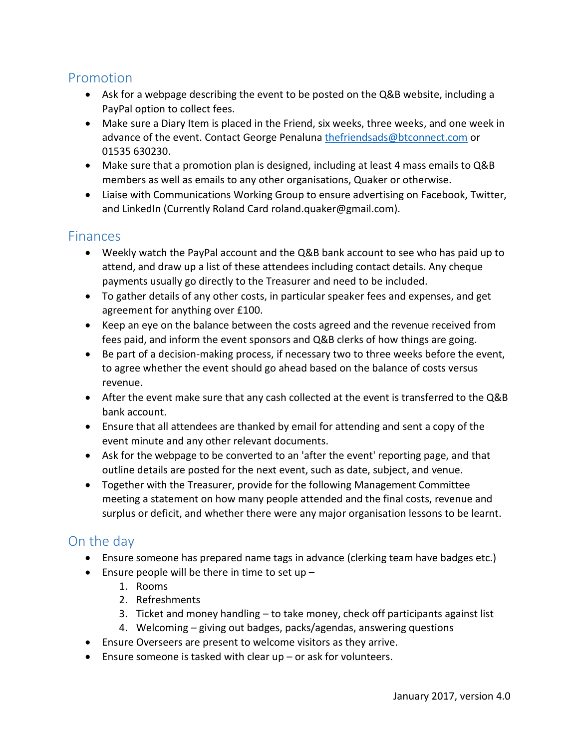## Promotion

- Ask for a webpage describing the event to be posted on the Q&B website, including a PayPal option to collect fees.
- Make sure a Diary Item is placed in the Friend, six weeks, three weeks, and one week in advance of the event. Contact George Penaluna thefriendsads@btconnect.com or 01535 630230.
- Make sure that a promotion plan is designed, including at least 4 mass emails to Q&B members as well as emails to any other organisations, Quaker or otherwise.
- Liaise with Communications Working Group to ensure advertising on Facebook, Twitter, and LinkedIn (Currently Roland Card roland.quaker@gmail.com).

## Finances

- Weekly watch the PayPal account and the Q&B bank account to see who has paid up to attend, and draw up a list of these attendees including contact details. Any cheque payments usually go directly to the Treasurer and need to be included.
- To gather details of any other costs, in particular speaker fees and expenses, and get agreement for anything over £100.
- Keep an eye on the balance between the costs agreed and the revenue received from fees paid, and inform the event sponsors and Q&B clerks of how things are going.
- Be part of a decision-making process, if necessary two to three weeks before the event, to agree whether the event should go ahead based on the balance of costs versus revenue.
- After the event make sure that any cash collected at the event is transferred to the Q&B bank account.
- Ensure that all attendees are thanked by email for attending and sent a copy of the event minute and any other relevant documents.
- Ask for the webpage to be converted to an 'after the event' reporting page, and that outline details are posted for the next event, such as date, subject, and venue.
- Together with the Treasurer, provide for the following Management Committee meeting a statement on how many people attended and the final costs, revenue and surplus or deficit, and whether there were any major organisation lessons to be learnt.

## On the day

- Ensure someone has prepared name tags in advance (clerking team have badges etc.)
- Ensure people will be there in time to set up –
  1. Rooms
  2. Refreshments
  3. Ticket and money handling – to take money, check off participants against list
  4. Welcoming – giving out badges, packs/agendas, answering questions
- Ensure Overseers are present to welcome visitors as they arrive.
- Ensure someone is tasked with clear up – or ask for volunteers.

January 2017, version 4.0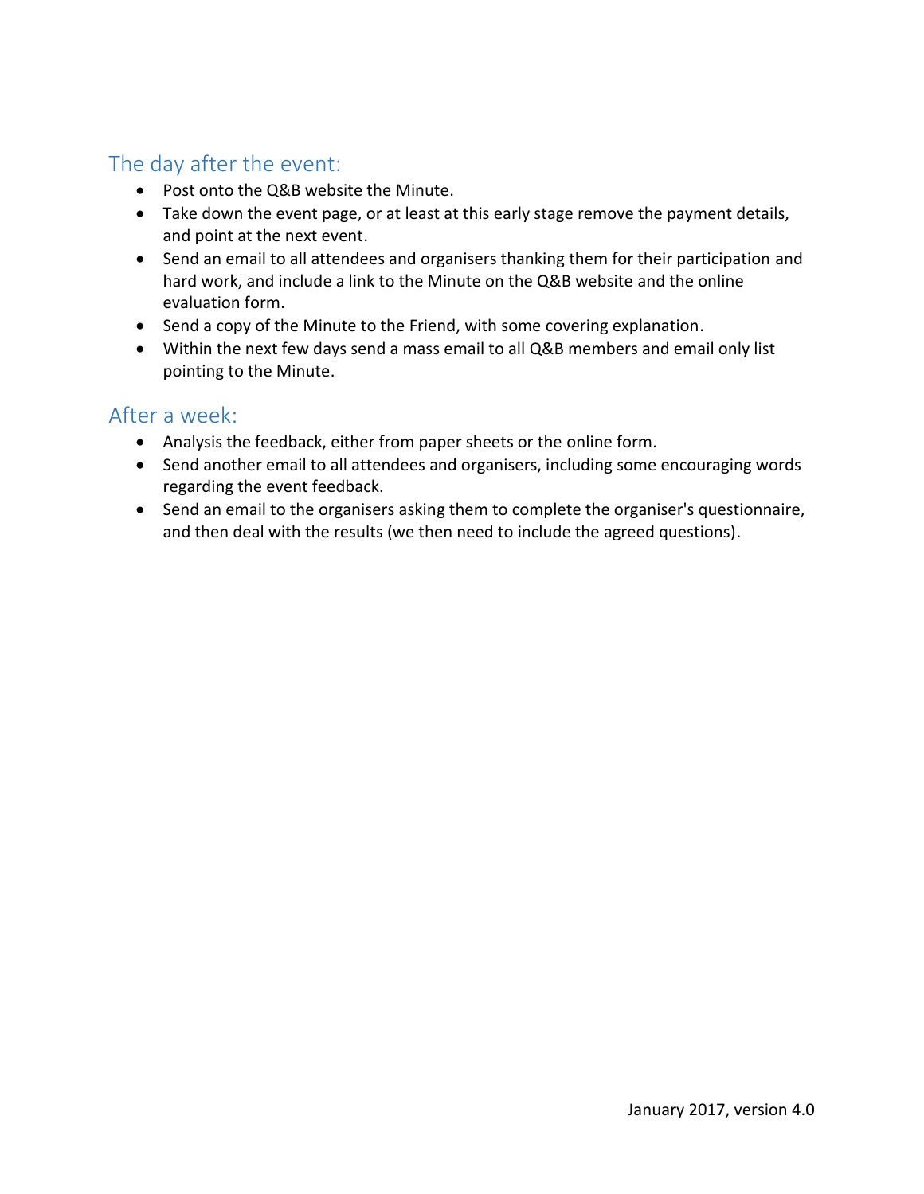## The day after the event:

- Post onto the Q&B website the Minute.
- Take down the event page, or at least at this early stage remove the payment details, and point at the next event.
- Send an email to all attendees and organisers thanking them for their participation and hard work, and include a link to the Minute on the Q&B website and the online evaluation form.
- Send a copy of the Minute to the Friend, with some covering explanation.
- Within the next few days send a mass email to all Q&B members and email only list pointing to the Minute.

## After a week:

- Analysis the feedback, either from paper sheets or the online form.
- Send another email to all attendees and organisers, including some encouraging words regarding the event feedback.
- Send an email to the organisers asking them to complete the organiser's questionnaire, and then deal with the results (we then need to include the agreed questions).

January 2017, version 4.0